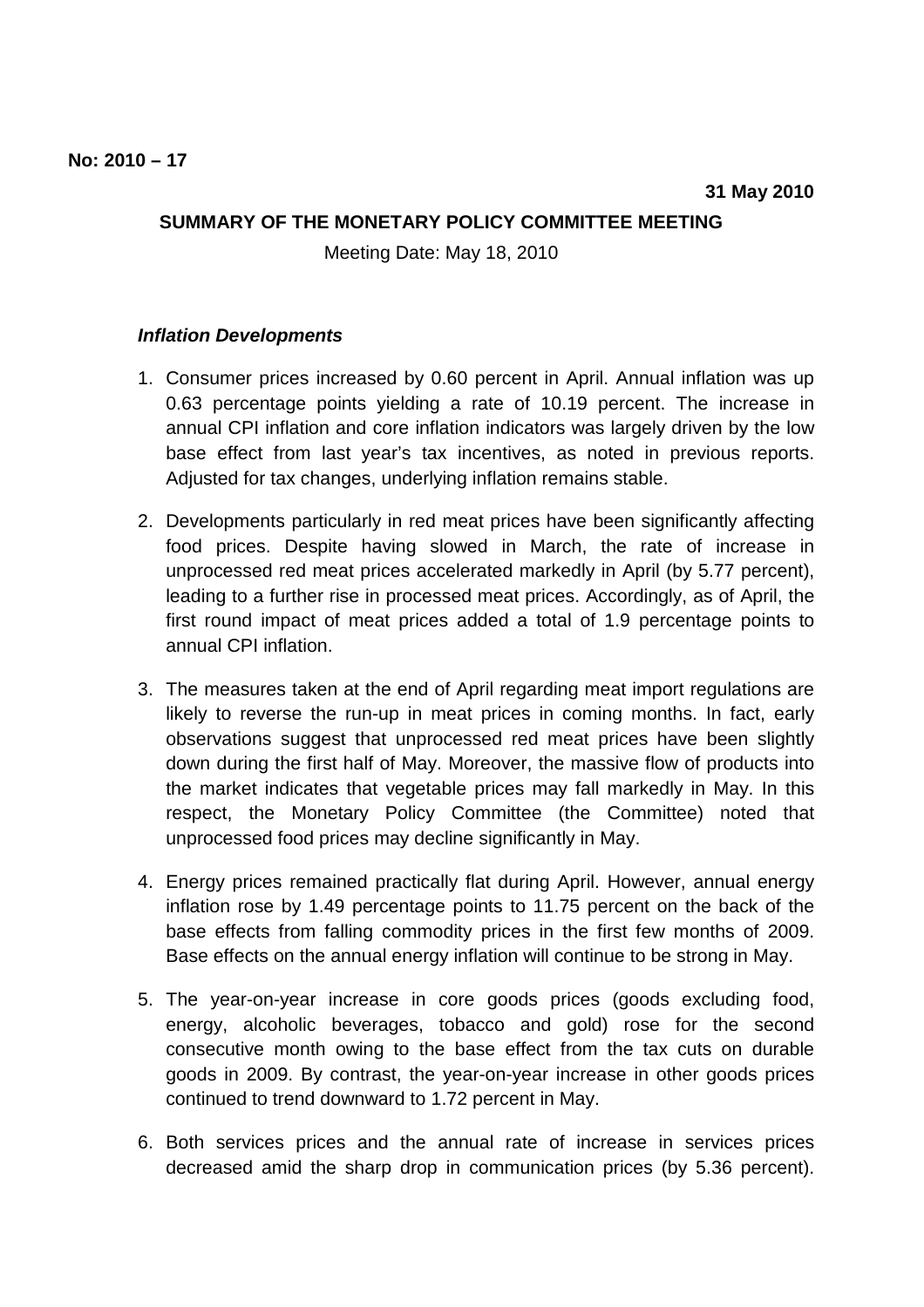No: 2010 – 17

31 May 2010

## SUMMARY OF THE MONETARY POLICY COMMITTEE MEETING

Meeting Date: May 18, 2010

### *Inflation Developments*

1. Consumer prices increased by 0.60 percent in April. Annual inflation was up 0.63 percentage points yielding a rate of 10.19 percent. The increase in annual CPI inflation and core inflation indicators was largely driven by the low base effect from last year's tax incentives, as noted in previous reports. Adjusted for tax changes, underlying inflation remains stable.

2. Developments particularly in red meat prices have been significantly affecting food prices. Despite having slowed in March, the rate of increase in unprocessed red meat prices accelerated markedly in April (by 5.77 percent), leading to a further rise in processed meat prices. Accordingly, as of April, the first round impact of meat prices added a total of 1.9 percentage points to annual CPI inflation.

3. The measures taken at the end of April regarding meat import regulations are likely to reverse the run-up in meat prices in coming months. In fact, early observations suggest that unprocessed red meat prices have been slightly down during the first half of May. Moreover, the massive flow of products into the market indicates that vegetable prices may fall markedly in May. In this respect, the Monetary Policy Committee (the Committee) noted that unprocessed food prices may decline significantly in May.

4. Energy prices remained practically flat during April. However, annual energy inflation rose by 1.49 percentage points to 11.75 percent on the back of the base effects from falling commodity prices in the first few months of 2009. Base effects on the annual energy inflation will continue to be strong in May.

5. The year-on-year increase in core goods prices (goods excluding food, energy, alcoholic beverages, tobacco and gold) rose for the second consecutive month owing to the base effect from the tax cuts on durable goods in 2009. By contrast, the year-on-year increase in other goods prices continued to trend downward to 1.72 percent in May.

6. Both services prices and the annual rate of increase in services prices decreased amid the sharp drop in communication prices (by 5.36 percent).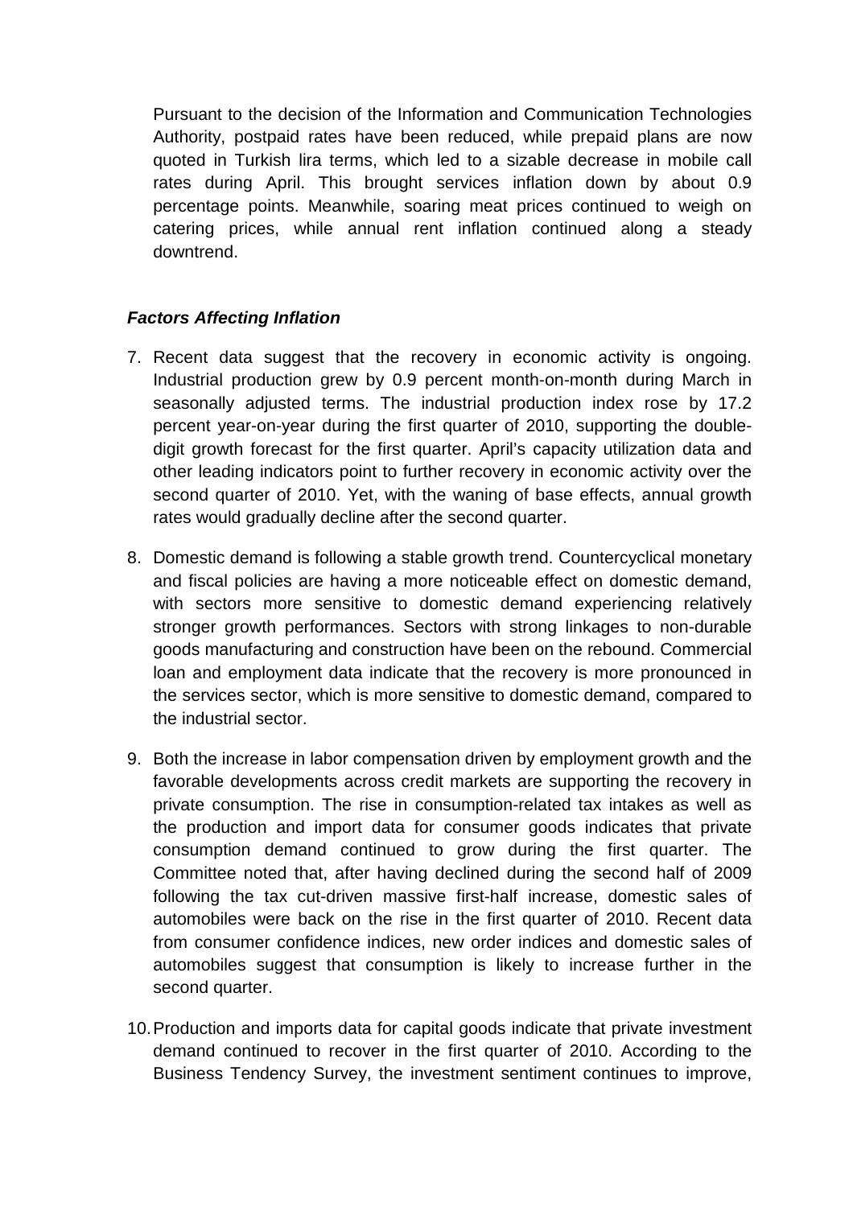Pursuant to the decision of the Information and Communication Technologies Authority, postpaid rates have been reduced, while prepaid plans are now quoted in Turkish lira terms, which led to a sizable decrease in mobile call rates during April. This brought services inflation down by about 0.9 percentage points. Meanwhile, soaring meat prices continued to weigh on catering prices, while annual rent inflation continued along a steady downtrend.

***Factors Affecting Inflation***

7. Recent data suggest that the recovery in economic activity is ongoing. Industrial production grew by 0.9 percent month-on-month during March in seasonally adjusted terms. The industrial production index rose by 17.2 percent year-on-year during the first quarter of 2010, supporting the double-digit growth forecast for the first quarter. April's capacity utilization data and other leading indicators point to further recovery in economic activity over the second quarter of 2010. Yet, with the waning of base effects, annual growth rates would gradually decline after the second quarter.

8. Domestic demand is following a stable growth trend. Countercyclical monetary and fiscal policies are having a more noticeable effect on domestic demand, with sectors more sensitive to domestic demand experiencing relatively stronger growth performances. Sectors with strong linkages to non-durable goods manufacturing and construction have been on the rebound. Commercial loan and employment data indicate that the recovery is more pronounced in the services sector, which is more sensitive to domestic demand, compared to the industrial sector.

9. Both the increase in labor compensation driven by employment growth and the favorable developments across credit markets are supporting the recovery in private consumption. The rise in consumption-related tax intakes as well as the production and import data for consumer goods indicates that private consumption demand continued to grow during the first quarter. The Committee noted that, after having declined during the second half of 2009 following the tax cut-driven massive first-half increase, domestic sales of automobiles were back on the rise in the first quarter of 2010. Recent data from consumer confidence indices, new order indices and domestic sales of automobiles suggest that consumption is likely to increase further in the second quarter.

10. Production and imports data for capital goods indicate that private investment demand continued to recover in the first quarter of 2010. According to the Business Tendency Survey, the investment sentiment continues to improve,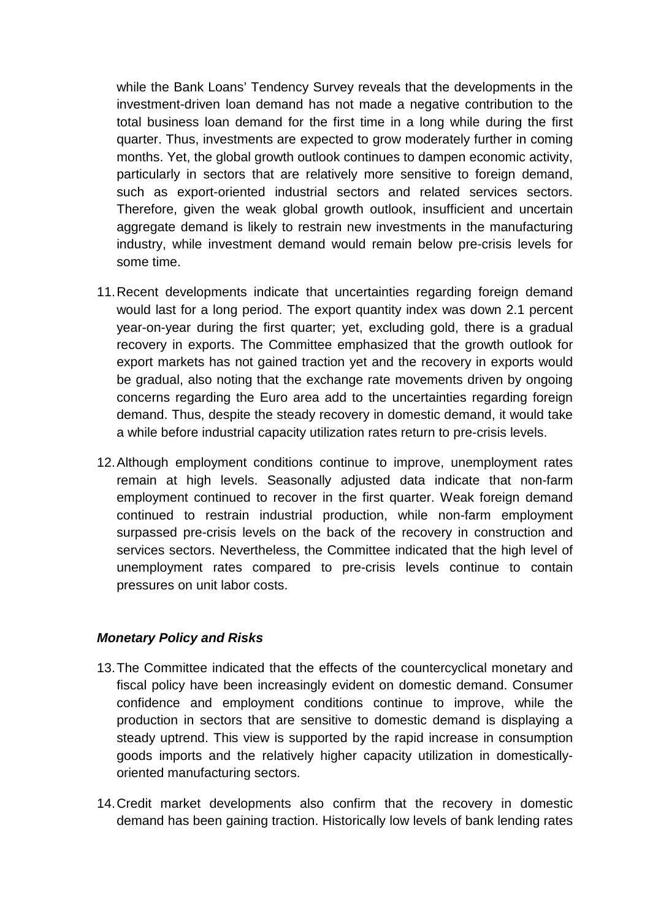while the Bank Loans’ Tendency Survey reveals that the developments in the investment-driven loan demand has not made a negative contribution to the total business loan demand for the first time in a long while during the first quarter. Thus, investments are expected to grow moderately further in coming months. Yet, the global growth outlook continues to dampen economic activity, particularly in sectors that are relatively more sensitive to foreign demand, such as export-oriented industrial sectors and related services sectors. Therefore, given the weak global growth outlook, insufficient and uncertain aggregate demand is likely to restrain new investments in the manufacturing industry, while investment demand would remain below pre-crisis levels for some time.

11. Recent developments indicate that uncertainties regarding foreign demand would last for a long period. The export quantity index was down 2.1 percent year-on-year during the first quarter; yet, excluding gold, there is a gradual recovery in exports. The Committee emphasized that the growth outlook for export markets has not gained traction yet and the recovery in exports would be gradual, also noting that the exchange rate movements driven by ongoing concerns regarding the Euro area add to the uncertainties regarding foreign demand. Thus, despite the steady recovery in domestic demand, it would take a while before industrial capacity utilization rates return to pre-crisis levels.

12. Although employment conditions continue to improve, unemployment rates remain at high levels. Seasonally adjusted data indicate that non-farm employment continued to recover in the first quarter. Weak foreign demand continued to restrain industrial production, while non-farm employment surpassed pre-crisis levels on the back of the recovery in construction and services sectors. Nevertheless, the Committee indicated that the high level of unemployment rates compared to pre-crisis levels continue to contain pressures on unit labor costs.

***Monetary Policy and Risks***

13. The Committee indicated that the effects of the countercyclical monetary and fiscal policy have been increasingly evident on domestic demand. Consumer confidence and employment conditions continue to improve, while the production in sectors that are sensitive to domestic demand is displaying a steady uptrend. This view is supported by the rapid increase in consumption goods imports and the relatively higher capacity utilization in domestically-oriented manufacturing sectors.

14. Credit market developments also confirm that the recovery in domestic demand has been gaining traction. Historically low levels of bank lending rates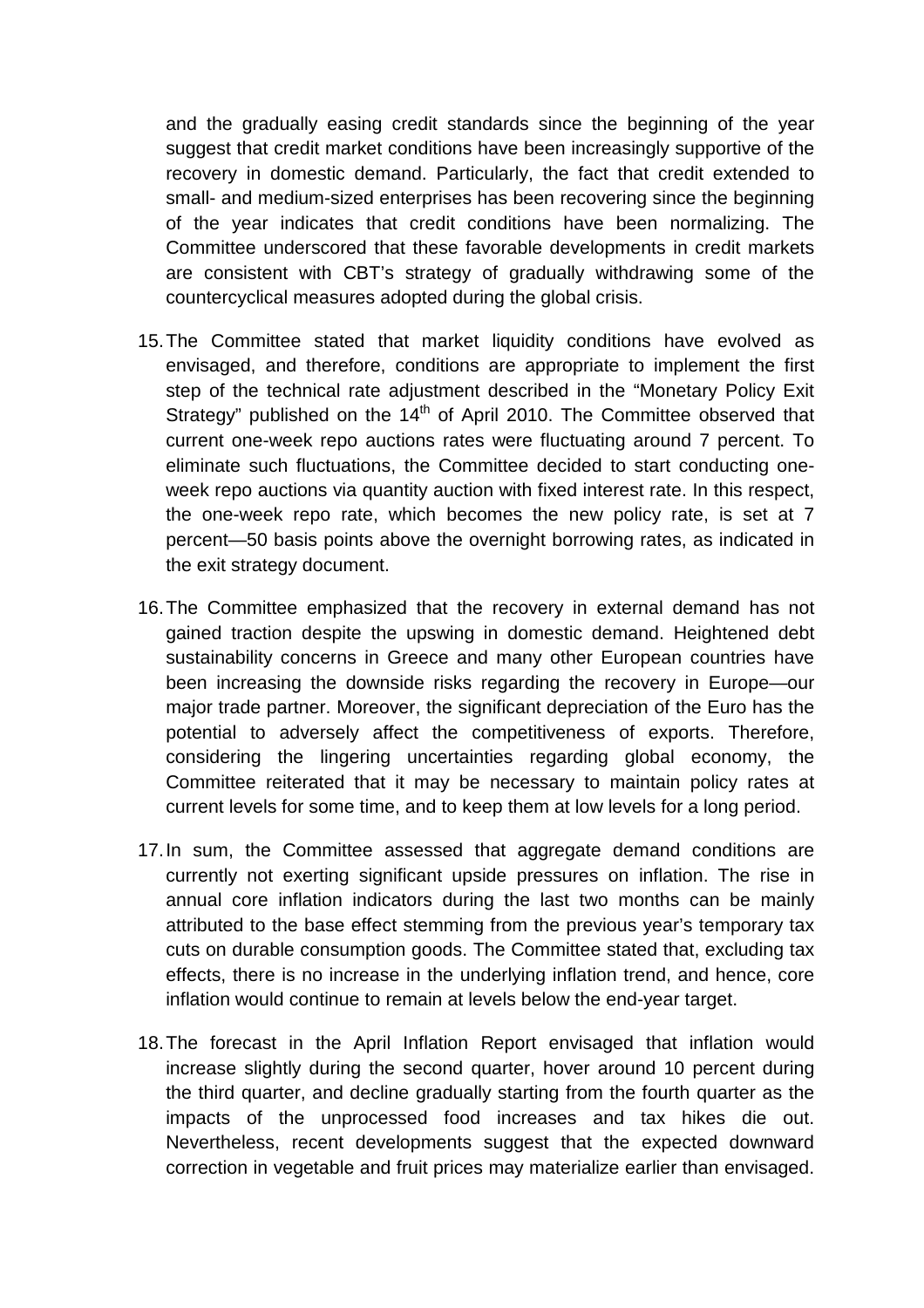and the gradually easing credit standards since the beginning of the year suggest that credit market conditions have been increasingly supportive of the recovery in domestic demand. Particularly, the fact that credit extended to small- and medium-sized enterprises has been recovering since the beginning of the year indicates that credit conditions have been normalizing. The Committee underscored that these favorable developments in credit markets are consistent with CBT's strategy of gradually withdrawing some of the countercyclical measures adopted during the global crisis.

15. The Committee stated that market liquidity conditions have evolved as envisaged, and therefore, conditions are appropriate to implement the first step of the technical rate adjustment described in the "Monetary Policy Exit Strategy" published on the 14th of April 2010. The Committee observed that current one-week repo auctions rates were fluctuating around 7 percent. To eliminate such fluctuations, the Committee decided to start conducting one-week repo auctions via quantity auction with fixed interest rate. In this respect, the one-week repo rate, which becomes the new policy rate, is set at 7 percent—50 basis points above the overnight borrowing rates, as indicated in the exit strategy document.

16. The Committee emphasized that the recovery in external demand has not gained traction despite the upswing in domestic demand. Heightened debt sustainability concerns in Greece and many other European countries have been increasing the downside risks regarding the recovery in Europe—our major trade partner. Moreover, the significant depreciation of the Euro has the potential to adversely affect the competitiveness of exports. Therefore, considering the lingering uncertainties regarding global economy, the Committee reiterated that it may be necessary to maintain policy rates at current levels for some time, and to keep them at low levels for a long period.

17. In sum, the Committee assessed that aggregate demand conditions are currently not exerting significant upside pressures on inflation. The rise in annual core inflation indicators during the last two months can be mainly attributed to the base effect stemming from the previous year's temporary tax cuts on durable consumption goods. The Committee stated that, excluding tax effects, there is no increase in the underlying inflation trend, and hence, core inflation would continue to remain at levels below the end-year target.

18. The forecast in the April Inflation Report envisaged that inflation would increase slightly during the second quarter, hover around 10 percent during the third quarter, and decline gradually starting from the fourth quarter as the impacts of the unprocessed food increases and tax hikes die out. Nevertheless, recent developments suggest that the expected downward correction in vegetable and fruit prices may materialize earlier than envisaged.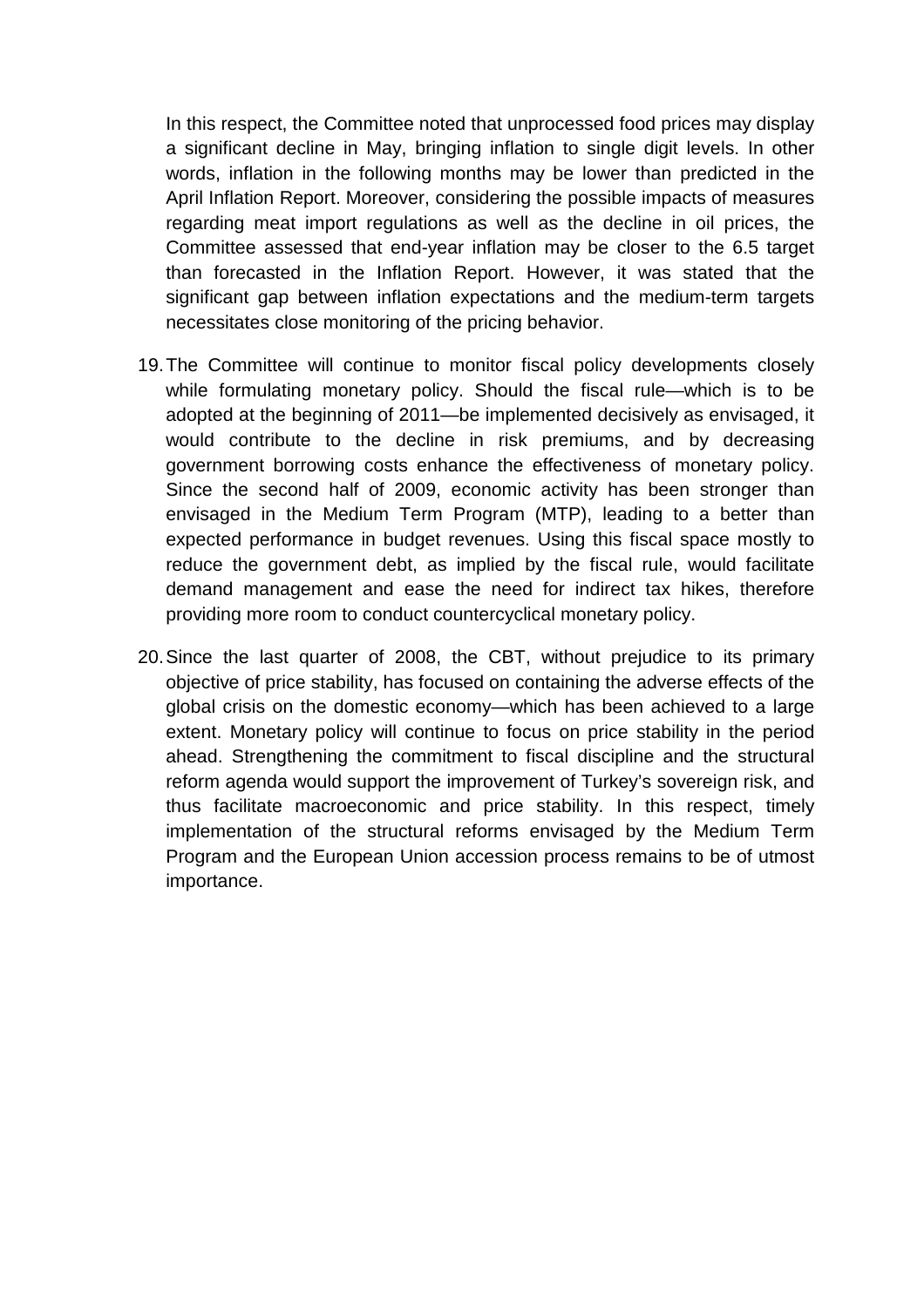In this respect, the Committee noted that unprocessed food prices may display a significant decline in May, bringing inflation to single digit levels. In other words, inflation in the following months may be lower than predicted in the April Inflation Report. Moreover, considering the possible impacts of measures regarding meat import regulations as well as the decline in oil prices, the Committee assessed that end-year inflation may be closer to the 6.5 target than forecasted in the Inflation Report. However, it was stated that the significant gap between inflation expectations and the medium-term targets necessitates close monitoring of the pricing behavior.

19. The Committee will continue to monitor fiscal policy developments closely while formulating monetary policy. Should the fiscal rule—which is to be adopted at the beginning of 2011—be implemented decisively as envisaged, it would contribute to the decline in risk premiums, and by decreasing government borrowing costs enhance the effectiveness of monetary policy. Since the second half of 2009, economic activity has been stronger than envisaged in the Medium Term Program (MTP), leading to a better than expected performance in budget revenues. Using this fiscal space mostly to reduce the government debt, as implied by the fiscal rule, would facilitate demand management and ease the need for indirect tax hikes, therefore providing more room to conduct countercyclical monetary policy.

20. Since the last quarter of 2008, the CBT, without prejudice to its primary objective of price stability, has focused on containing the adverse effects of the global crisis on the domestic economy—which has been achieved to a large extent. Monetary policy will continue to focus on price stability in the period ahead. Strengthening the commitment to fiscal discipline and the structural reform agenda would support the improvement of Turkey's sovereign risk, and thus facilitate macroeconomic and price stability. In this respect, timely implementation of the structural reforms envisaged by the Medium Term Program and the European Union accession process remains to be of utmost importance.